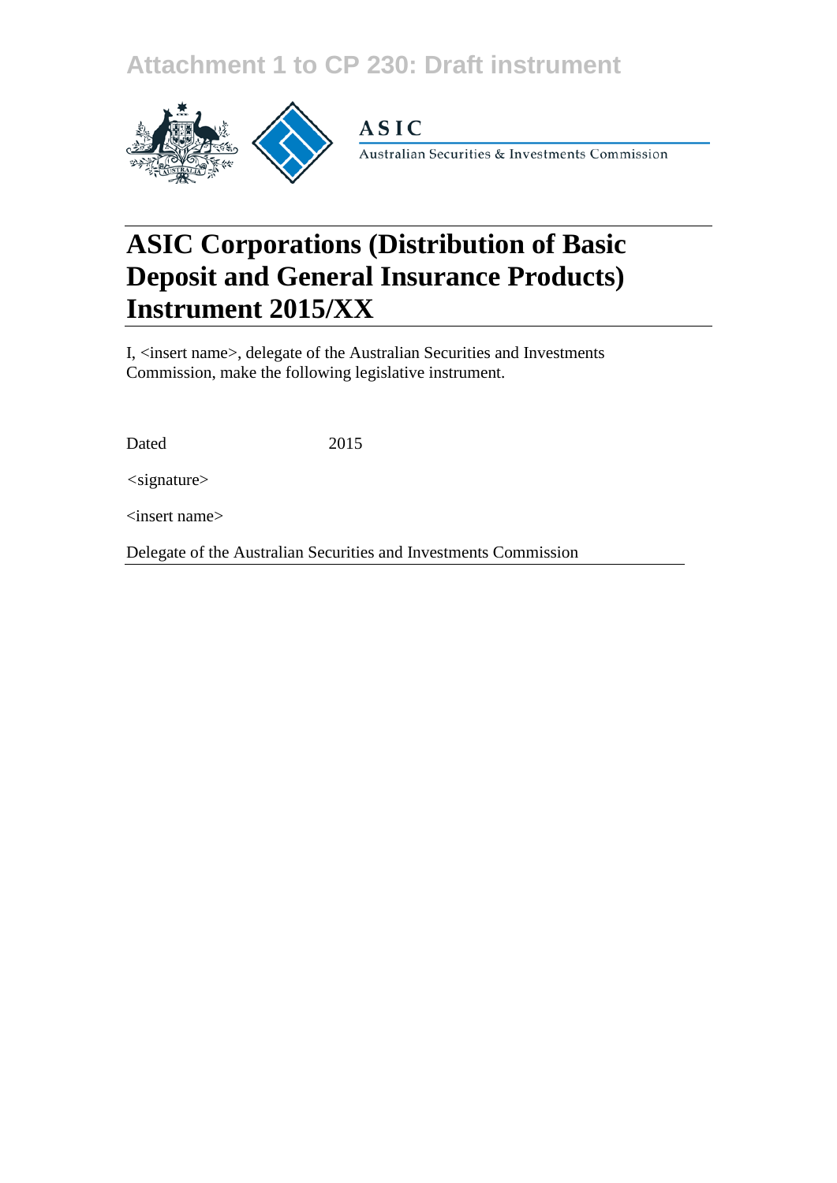Attachment 1 to CP 230: Draft instrument

ASIC

Australian Securities & Investments Commission

# ASIC Corporations (Distribution of Basic Deposit and General Insurance Products) Instrument 2015/XX

I, <insert name>, delegate of the Australian Securities and Investments Commission, make the following legislative instrument.

Dated 2015

<signature>

<insert name>

Delegate of the Australian Securities and Investments Commission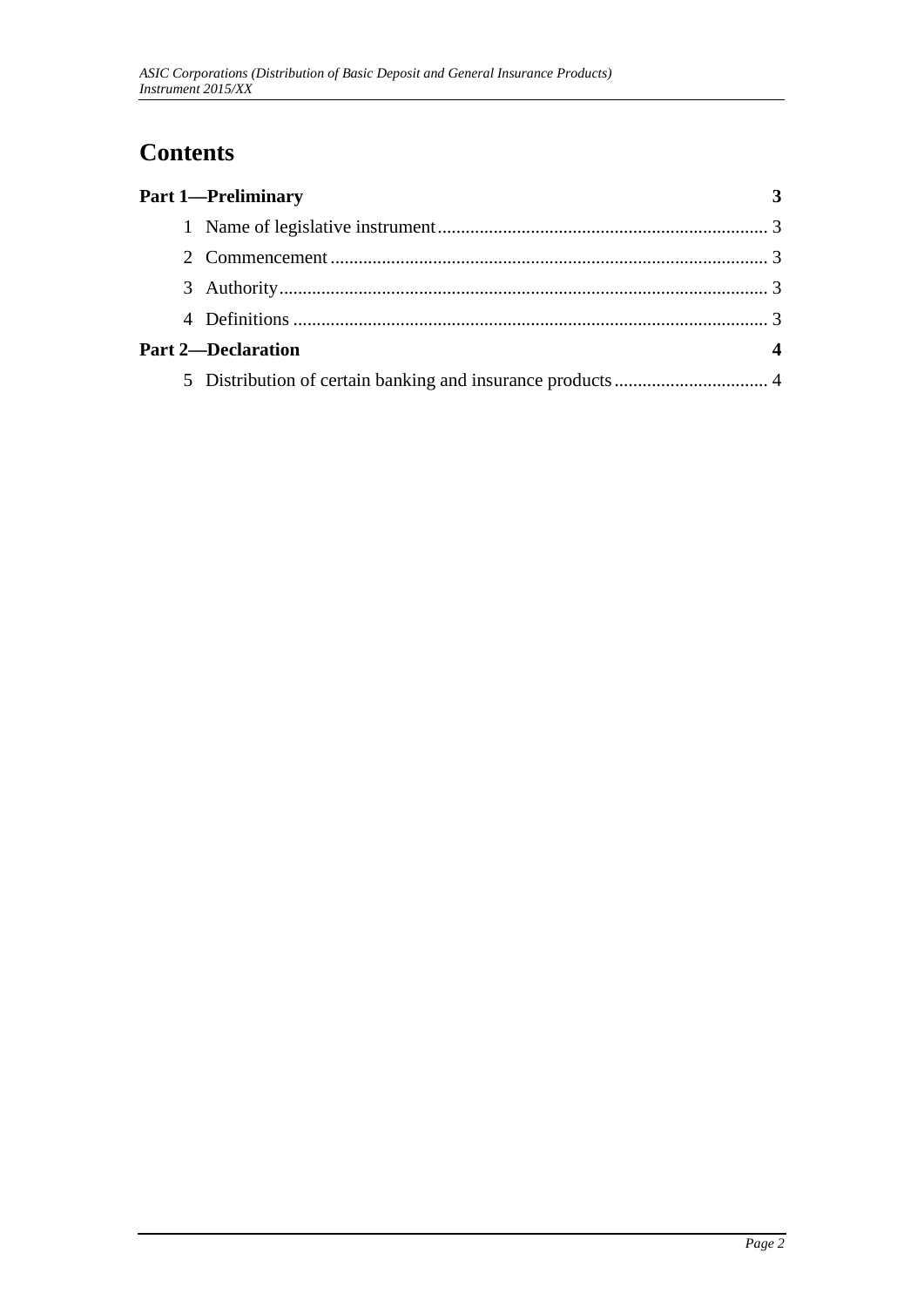# Contents

**Part 1—Preliminary** 3

1 Name of legislative instrument 3

2 Commencement 3

3 Authority 3

4 Definitions 3

**Part 2—Declaration** 4

5 Distribution of certain banking and insurance products 4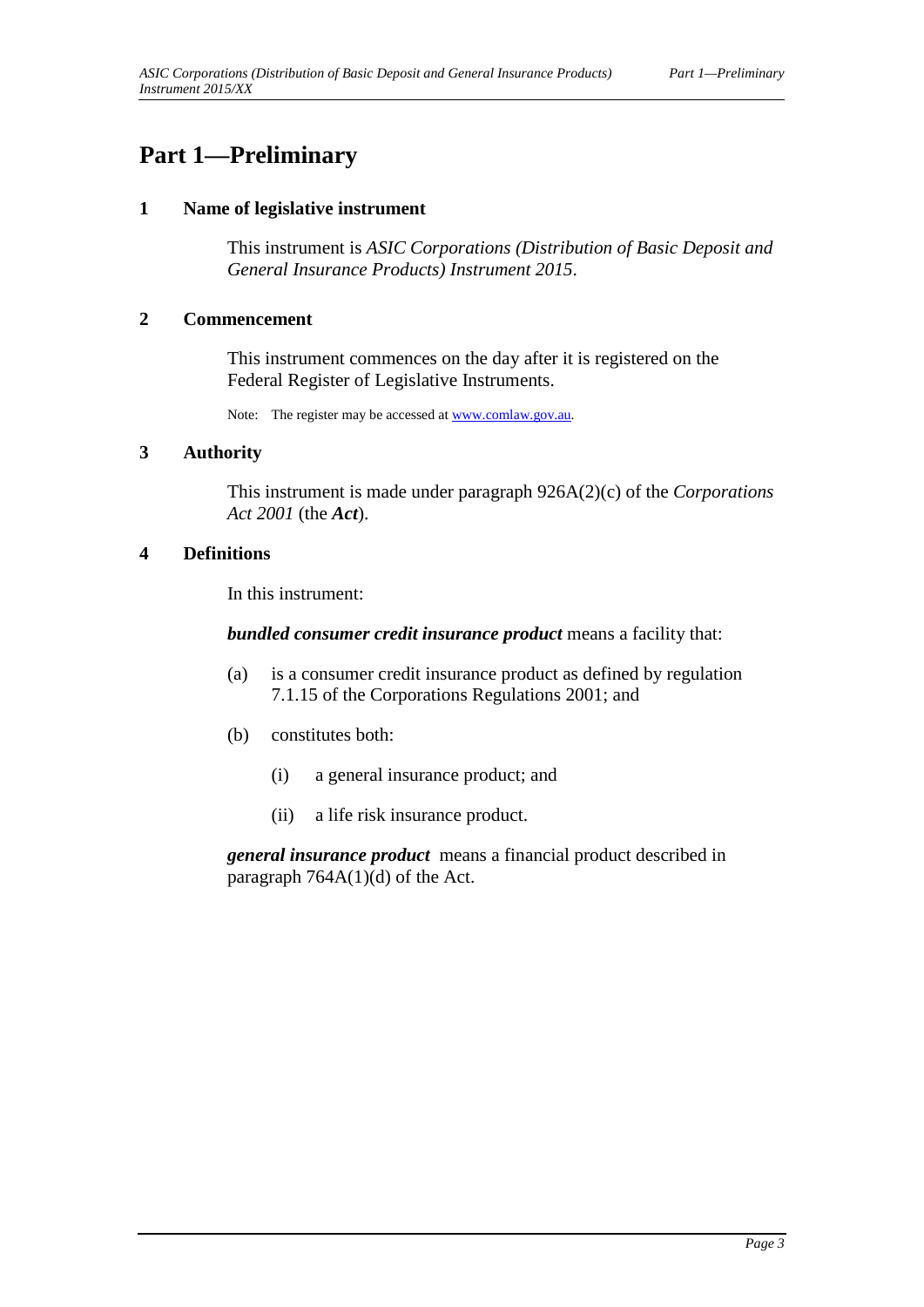# Part 1—Preliminary

## 1 Name of legislative instrument

This instrument is *ASIC Corporations (Distribution of Basic Deposit and General Insurance Products) Instrument 2015*.

## 2 Commencement

This instrument commences on the day after it is registered on the Federal Register of Legislative Instruments.

Note: The register may be accessed at www.comlaw.gov.au.

## 3 Authority

This instrument is made under paragraph 926A(2)(c) of the *Corporations Act 2001* (the ***Act***).

## 4 Definitions

In this instrument:

***bundled consumer credit insurance product*** means a facility that:

(a) is a consumer credit insurance product as defined by regulation 7.1.15 of the Corporations Regulations 2001; and

(b) constitutes both:

(i) a general insurance product; and

(ii) a life risk insurance product.

***general insurance product*** means a financial product described in paragraph 764A(1)(d) of the Act.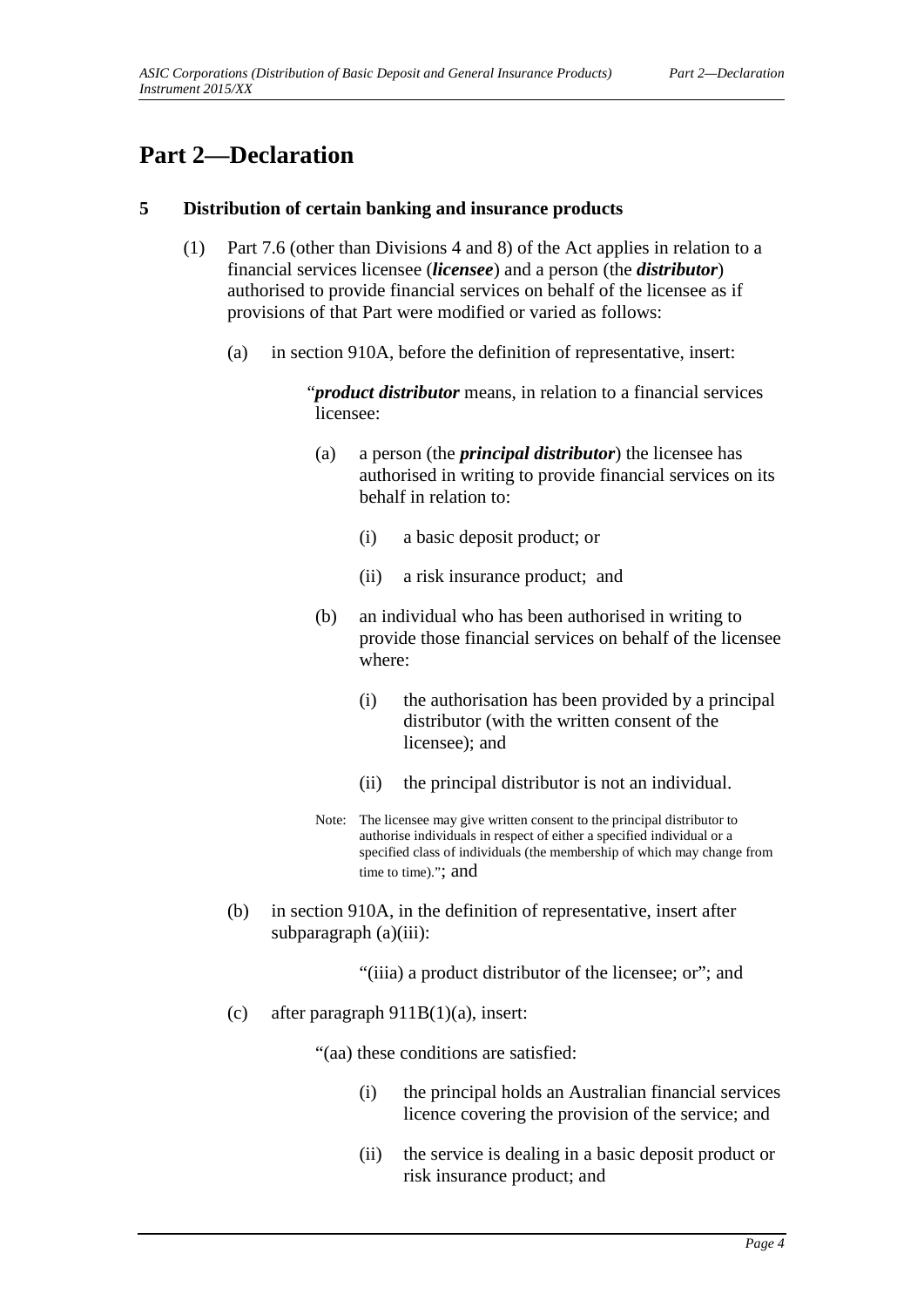# Part 2—Declaration

## 5 Distribution of certain banking and insurance products

(1) Part 7.6 (other than Divisions 4 and 8) of the Act applies in relation to a financial services licensee (***licensee***) and a person (the ***distributor***) authorised to provide financial services on behalf of the licensee as if provisions of that Part were modified or varied as follows:

(a) in section 910A, before the definition of representative, insert:

"***product distributor*** means, in relation to a financial services licensee:

(a) a person (the ***principal distributor***) the licensee has authorised in writing to provide financial services on its behalf in relation to:

(i) a basic deposit product; or

(ii) a risk insurance product; and

(b) an individual who has been authorised in writing to provide those financial services on behalf of the licensee where:

(i) the authorisation has been provided by a principal distributor (with the written consent of the licensee); and

(ii) the principal distributor is not an individual.

Note: The licensee may give written consent to the principal distributor to authorise individuals in respect of either a specified individual or a specified class of individuals (the membership of which may change from time to time)."; and

(b) in section 910A, in the definition of representative, insert after subparagraph (a)(iii):

"(iiia) a product distributor of the licensee; or"; and

(c) after paragraph 911B(1)(a), insert:

"(aa) these conditions are satisfied:

(i) the principal holds an Australian financial services licence covering the provision of the service; and

(ii) the service is dealing in a basic deposit product or risk insurance product; and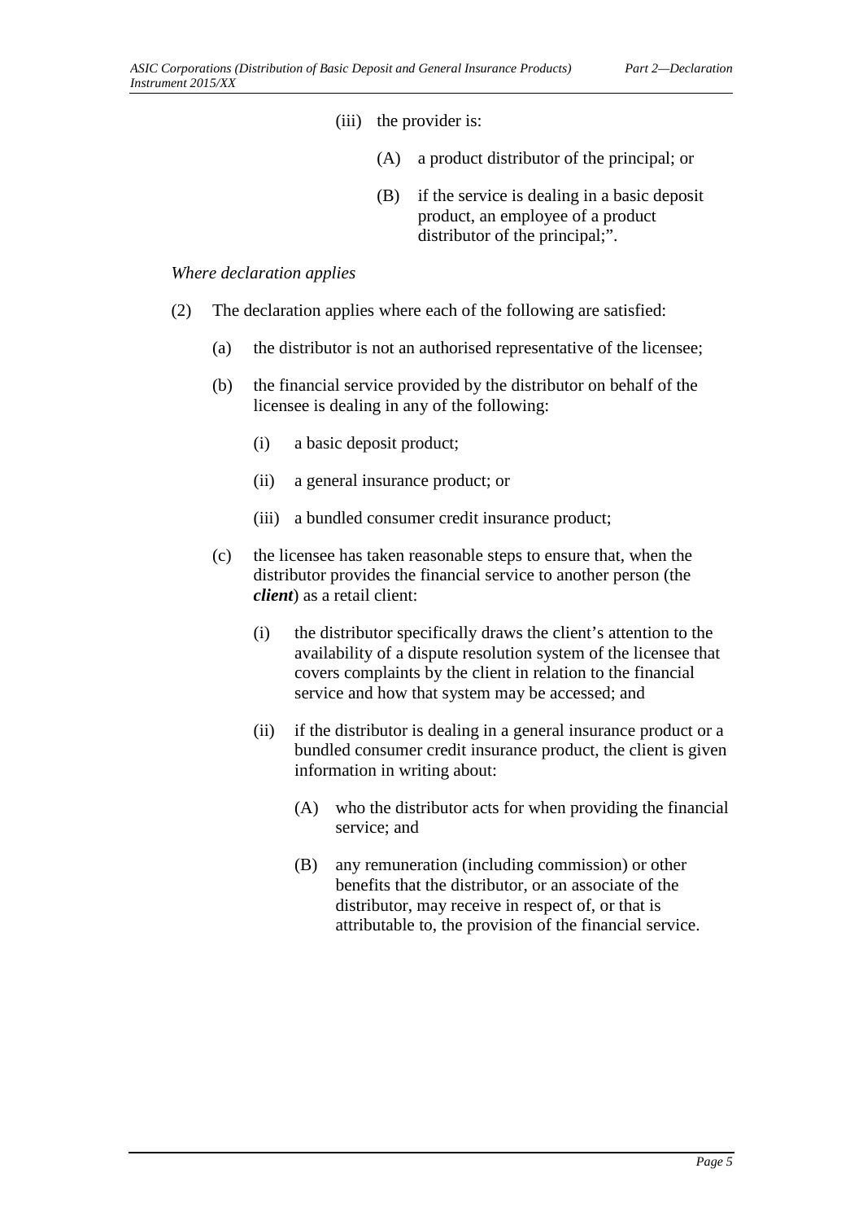(iii) the provider is:

(A) a product distributor of the principal; or

(B) if the service is dealing in a basic deposit product, an employee of a product distributor of the principal;".

*Where declaration applies*

(2) The declaration applies where each of the following are satisfied:

(a) the distributor is not an authorised representative of the licensee;

(b) the financial service provided by the distributor on behalf of the licensee is dealing in any of the following:

(i) a basic deposit product;

(ii) a general insurance product; or

(iii) a bundled consumer credit insurance product;

(c) the licensee has taken reasonable steps to ensure that, when the distributor provides the financial service to another person (the ***client***) as a retail client:

(i) the distributor specifically draws the client's attention to the availability of a dispute resolution system of the licensee that covers complaints by the client in relation to the financial service and how that system may be accessed; and

(ii) if the distributor is dealing in a general insurance product or a bundled consumer credit insurance product, the client is given information in writing about:

(A) who the distributor acts for when providing the financial service; and

(B) any remuneration (including commission) or other benefits that the distributor, or an associate of the distributor, may receive in respect of, or that is attributable to, the provision of the financial service.